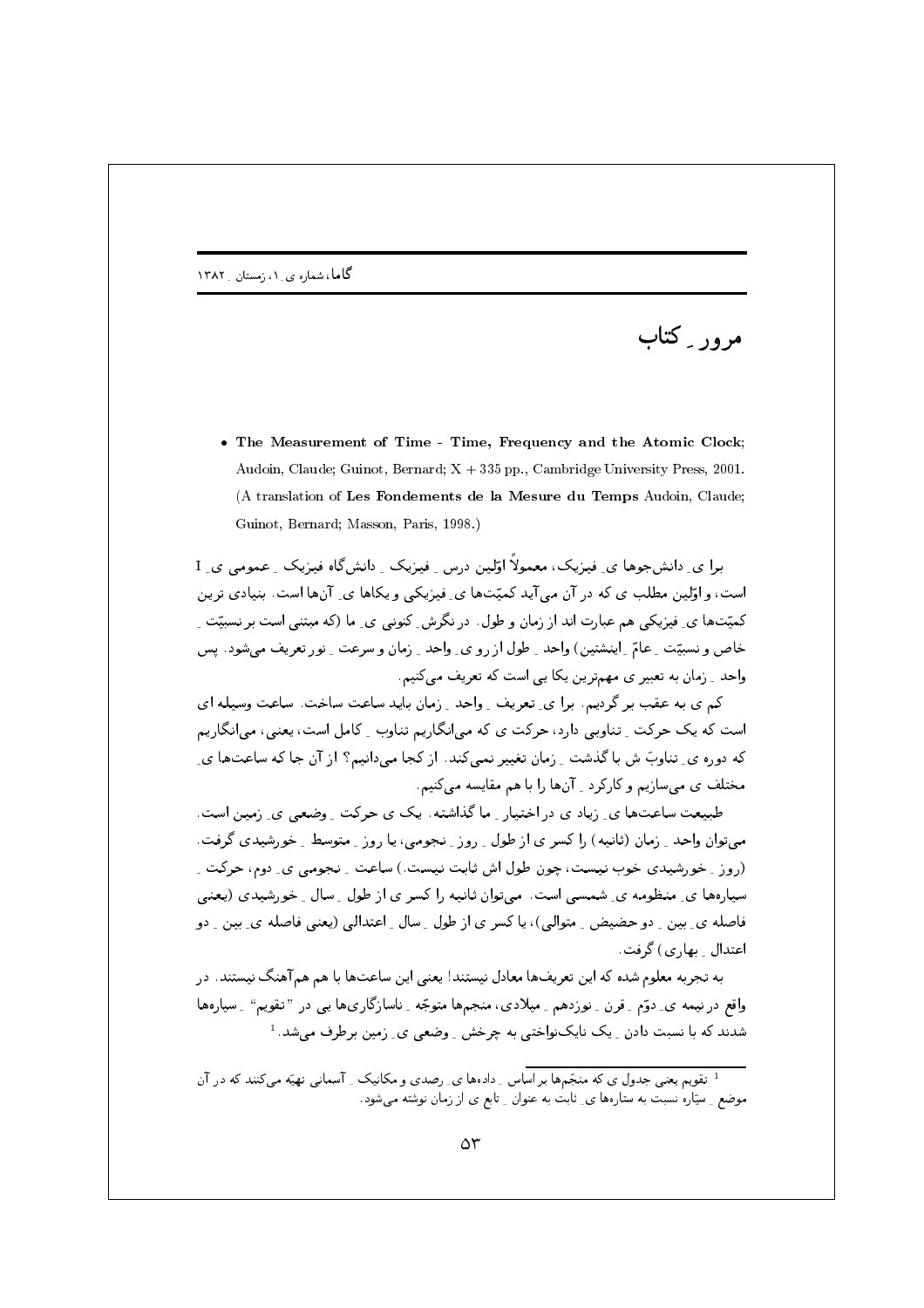# مرور ِ کتاب

- **The Measurement of Time - Time, Frequency and the Atomic Clock**; Audoin, Claude; Guinot, Bernard; X + 335 pp., Cambridge University Press, 2001. (A translation of **Les Fondements de la Mesure du Temps** Audoin, Claude; Guinot, Bernard; Masson, Paris, 1998.)

برا ی ِ دانش‌جوها ی ِ فیزیک، معمولاً اوّلین درس ِ فیزیک ِ دانش‌گاه فیزیک ِ عمومی ی ِ I است، و اوّلین مطلب ی که در آن می‌آید کمیّت‌ها ی ِ فیزیکی و یکاها ی ِ آن‌ها است. بنیادی ترین کمیّت‌ها ی ِ فیزیکی هم عبارت اند از زمان و طول. در نگرش ِ کنونی ی ِ ما (که مبتنی است بر نسبیّت ِ خاص و نسبیّت ِ عام ِ اینشتین) واحد ِ طول از رو ی ِ واحد ِ زمان و سرعت ِ نور تعریف می‌شود. پس واحد ِ زمان به تعبیر ی مهم‌ترین یکا یی است که تعریف می‌کنیم.

کم ی به عقب بر گردیم. برا ی ِ تعریف ِ واحد ِ زمان باید ساعت ساخت. ساعت وسیله ای است که یک حرکت ِ تناوبی دارد، حرکت ی که می‌انگاریم تناوب ِ کامل است، یعنی، می‌انگاریم که دوره ی ِ تناوبَ ش با گذشت ِ زمان تغییر نمی‌کند. از کجا می‌دانیم؟ از آن جا که ساعت‌ها ی ِ مختلف ی می‌سازیم و کارکرد ِ آن‌ها را با هم مقایسه می‌کنیم.

طبیعت ساعت‌ها ی ِ زیاد ی در اختیار ِ ما گذاشته. یک ی حرکت ِ وضعی ی ِ زمین است. می‌توان واحد ِ زمان (ثانیه) را کسر ی از طول ِ روز ِ نجومی، یا روز ِ متوسط ِ خورشیدی گرفت. (روز ِ خورشیدی خوب نیست، چون طول اش ثابت نیست.) ساعت ِ نجومی ی ِ دوم، حرکت ِ سیاره‌ها ی ِ منظومه ی ِ شمسی است. می‌توان ثانیه را کسر ی از طول ِ سال ِ خورشیدی (یعنی فاصله ی ِ بین ِ دو حضیض ِ متوالی)، یا کسر ی از طول ِ سال ِ اعتدالی (یعنی فاصله ی ِ بین ِ دو اعتدال ِ بهاری) گرفت.

به تجربه معلوم شده که این تعریف‌ها معادل نیستند؛ یعنی این ساعت‌ها با هم هم‌آهنگ نیستند. در واقع در نیمه ی ِ دوّم ِ قرن ِ نوزدهم ِ میلادی، منجم‌ها متوجّه ِ ناسازگاری‌ها یی در "تقویم" ِ سیاره‌ها شدند که با نسبت دادن ِ یک نایک‌نواختی به چرخش ِ وضعی ی ِ زمین برطرف می‌شد.[1]

---

[1] تقویم یعنی جدول ی که منجّم‌ها بر اساس ِ داده‌ها ی ِ رصدی و مکانیک ِ آسمانی تهیّه می‌کنند که در آن موضع ِ سیّاره نسبت به ستاره‌ها ی ِ ثابت به عنوان ِ تابع ی از زمان نوشته می‌شود.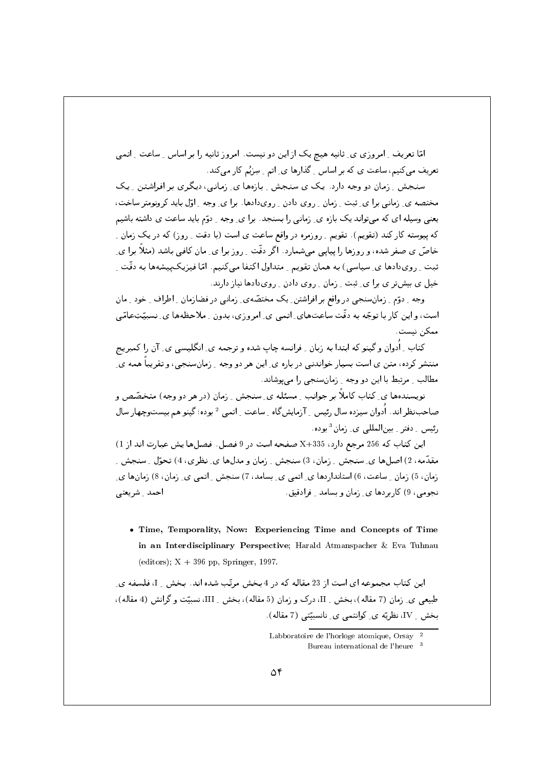امّا تعریف ِ امروزی ی ِ ثانیه هیچ یک از این دو نیست. امروز ثانیه را بر اساس ِ ساعت ِ اتمی تعریف می‌کنیم، ساعت ی که بر اساس ِ گذارها ی ِ اتم ِ سزیُم کار می‌کند.

سنجش ِ زمان دو وجه دارد. یک ی سنجش ِ بازه‌ها ی ِ زمانی، دیگری بر افراشتن ِ یک مختصه ی ِ زمانی برا ی ِ ثبت ِ زمان ِ روی دادن ِ روی‌دادها. برا ی ِ وجه ِ اوّل باید کرونومتر ساخت، یعنی وسیله ای که می‌تواند یک بازه ی ِ زمانی را بسنجد. برا ی ِ وجه ِ دوّم باید ساعت ی داشته باشیم که پیوسته کار کند (تقویم). تقویم ِ روزمره در واقع ساعت ی است (با دقت ِ روز) که در یک زمان ِ خاصّ ی صفر شده، و روزها را پیاپی می‌شمارد. اگر دقّت ِ روز برا ی ِ مان کافی باشد (مثلاً برا ی ِ ثبت ِ روی‌دادها ی ِ سیاسی) به همان تقویم ِ متداول اکتفا می‌کنیم. امّا فیزیک‌پیشه‌ها به دقّت ِ خیل ی بیش‌تر ی برا ی ِ ثبت ِ زمان ِ روی دادن ِ روی‌دادها نیاز دارند.

وجه ِ دوّم ِ زمان‌سنجی در واقع بر افراشتن ِ یک مختصّه‌ی ِ زمانی در فضازمان ِ اطراف ِ خود ِ مان است، و این کار با توجّه به دقّت ساعت‌های ِ اتمی ی ِ امروزی، بدون ِ ملاحظه‌ها ی ِ نسبیّتِ‌عامّی ممکن نیست.

کتاب ِ اُدوان و گینو که ابتدا به زبان ِ فرانسه چاپ شده و ترجمه ی ِ انگلیسی ی ِ آن را کمبریج منتشر کرده، متن ی است بسیار خواندنی در باره ی ِ این هر دو وجه ِ زمان‌سنجی، و تقریباً همه ی ِ مطالب ِ مرتبط با این دو وجه ِ زمان‌سنجی را می‌پوشاند.

نویسنده‌ها ی ِ کتاب کاملاً بر جوانب ِ مسئله ی ِ سنجش ِ زمان (در هر دو وجه) متخصّص و صاحب‌نظر اند. اُدوان سیزده سال رئیس ِ آزمایش‌گاه ِ ساعت ِ اتمی [2] بوده؛ گینو هم بیست‌وچهار سال رئیس ِ دفتر ِ بین‌المللی ی ِ زمان [3] بوده.

این کتاب که 256 مرجع دارد، X+335 صفحه است در 9 فصل. فصل‌ها یش عبارت اند از 1) مقدّمه، 2) اصل‌ها ی ِ سنجش ِ زمان، 3) سنجش ِ زمان و مدل‌ها ی ِ نظری، 4) تحوّل ِ سنجش ِ زمان، 5) زمان ِ ساعت، 6) استانداردها ی ِ اتمی ی ِ بسامد، 7) سنجش ِ اتمی ی ِ زمان، 8) زمان‌ها ی ِ نجومی، 9) کاربردها ی ِ زمان و بسامد ِ فرادقیق.

احمد ِ شریعتی

- **Time, Temporality, Now: Experiencing Time and Concepts of Time in an Interdisciplinary Perspective**; Harald Atmanspacher & Eva Tuhnau (editors); X + 396 pp, Springer, 1997.

این کتاب مجموعه ای است از 23 مقاله که در 4 بخش مرتّب شده اند. بخش ِ I، فلسفه ی ِ طبیعی ی ِ زمان (7 مقاله)، بخش ِ II، درک و زمان (5 مقاله)، بخش ِ III، نسبیّت و گرانش (4 مقاله)، بخش ِ IV، نظریّه ی ِ کوانتمی ی ِ نانسبیّتی (7 مقاله).

---

[2] Labboratoire de l'horloge atomique, Orsay

[3] Bureau international de l'heure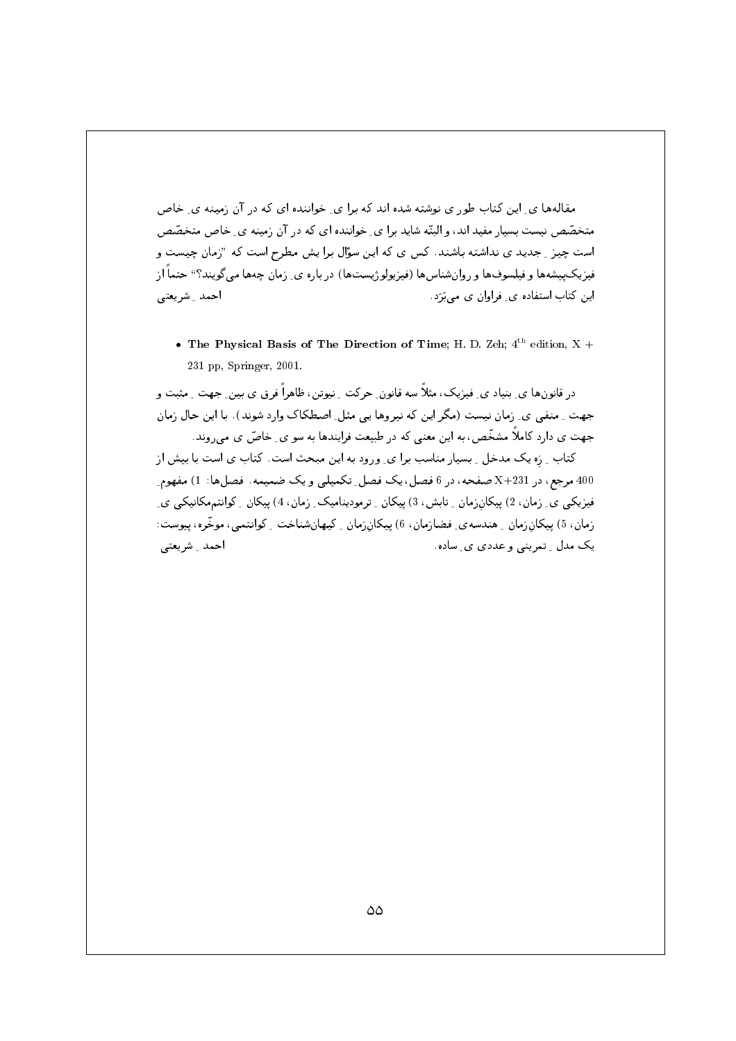مقاله‌ها ی ِ این کتاب طور ی نوشته شده اند که برا ی ِ خواننده ای که در آن زمینه ی ِ خاص متخصّص نیست بسیار مفید اند، و البتّه شاید برا ی ِ خواننده ای که در آن زمینه ی ِ خاص متخصّص است چیز ِ جدید ی نداشته باشند. کس ی که این سؤال برا یش مطرح است که "زمان چیست و فیزیک‌پیشه‌ها و فیلسوف‌ها و روان‌شناس‌ها (فیزیولوژیست‌ها) در باره ی ِ زمان چه‌ها می‌گویند؟" حتماً از این کتاب استفاده ی ِ فراوان ی می‌بَرَد. احمد ِ شریعتی

- **The Physical Basis of The Direction of Time**; H. D. Zeh; 4th edition, X + 231 pp, Springer, 2001.

در قانون‌ها ی ِ بنیاد ی ِ فیزیک، مثلاً سه قانون ِ حرکت ِ نیوتن، ظاهراً فرق ی بین ِ جهت ِ مثبت و جهت ِ منفی ی ِ زمان نیست (مگر این که نیروها یی مثل ِ اصطکاک وارد شوند). با این حال زمان جهت ی دارد کاملاً مشخّص، به این معنی که در طبیعت فرایندها به سو ی ِ خاصّ ی می‌روند.

کتاب ِ زِه یک مدخل ِ بسیار مناسب برا ی ِ ورود به این مبحث است. کتاب ی است با بیش از 400 مرجع، در X+231 صفحه، در 6 فصل، یک فصل ِ تکمیلی و یک ضمیمه. فصل‌ها: 1) مفهوم ِ فیزیکی ی ِ زمان، 2) پیکان ِ زمان ِ تابش، 3) پیکان ِ ترمودینامیک ِ زمان، 4) پیکان ِ کوانتم‌مکانیکی ی ِ زمان، 5) پیکان ِ زمان ِ هندسه ی ِ فضازمان، 6) پیکان ِ زمان ِ کیهان‌شناخت ِ کوانتمی، موخّره، پیوست: یک مدل ِ تمرینی و عددی ی ِ ساده. احمد ِ شریعتی